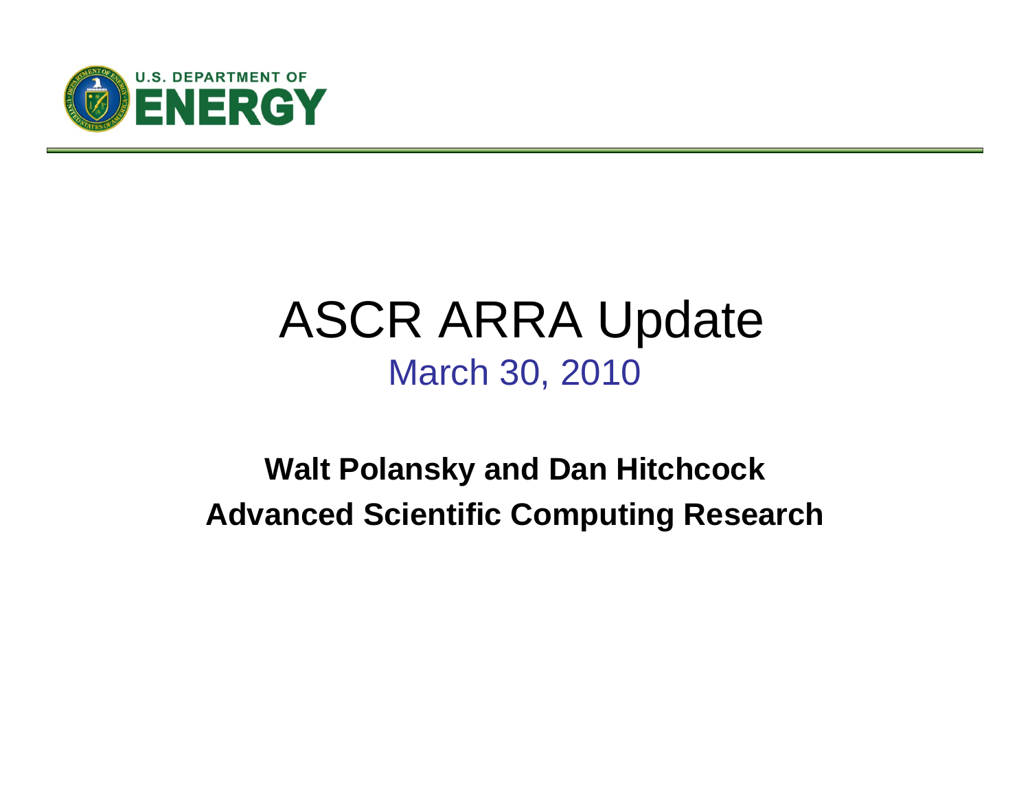U.S. DEPARTMENT OF ENERGY

# ASCR ARRA Update

March 30, 2010

**Walt Polansky and Dan Hitchcock**

**Advanced Scientific Computing Research**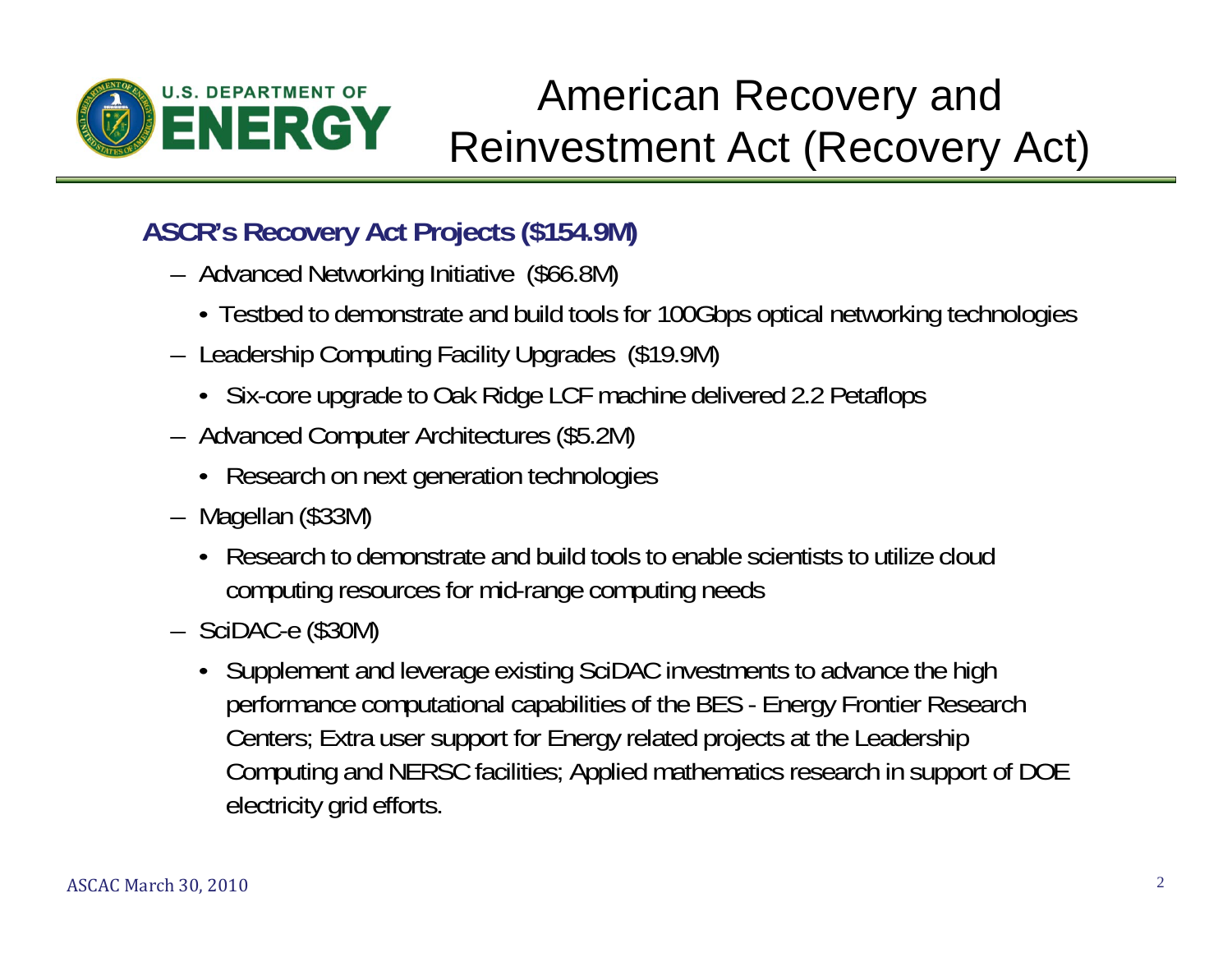# American Recovery and Reinvestment Act (Recovery Act)

**ASCR's Recovery Act Projects ($154.9M)**

- Advanced Networking Initiative ($66.8M)
  - Testbed to demonstrate and build tools for 100Gbps optical networking technologies
- Leadership Computing Facility Upgrades ($19.9M)
  - Six-core upgrade to Oak Ridge LCF machine delivered 2.2 Petaflops
- Advanced Computer Architectures ($5.2M)
  - Research on next generation technologies
- Magellan ($33M)
  - Research to demonstrate and build tools to enable scientists to utilize cloud computing resources for mid-range computing needs
- SciDAC-e ($30M)
  - Supplement and leverage existing SciDAC investments to advance the high performance computational capabilities of the BES - Energy Frontier Research Centers; Extra user support for Energy related projects at the Leadership Computing and NERSC facilities; Applied mathematics research in support of DOE electricity grid efforts.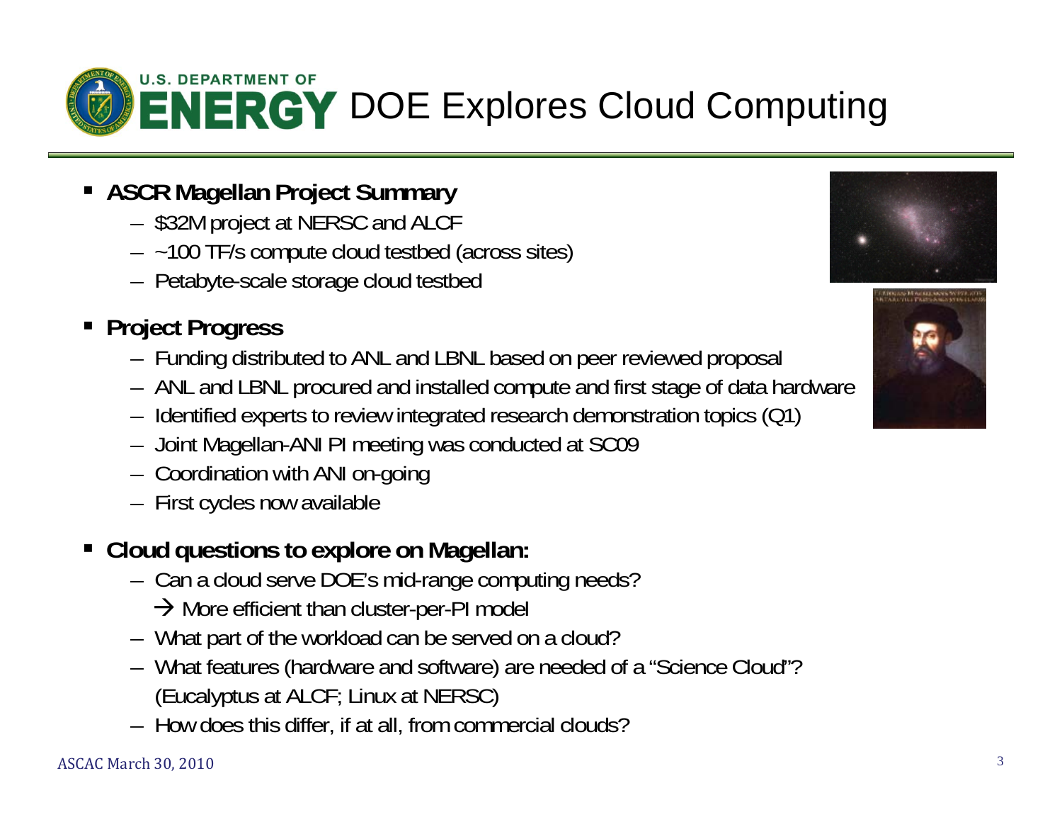# DOE Explores Cloud Computing

- **ASCR Magellan Project Summary**
  - $32M project at NERSC and ALCF
  - ~100 TF/s compute cloud testbed (across sites)
  - Petabyte-scale storage cloud testbed

- **Project Progress**
  - Funding distributed to ANL and LBNL based on peer reviewed proposal
  - ANL and LBNL procured and installed compute and first stage of data hardware
  - Identified experts to review integrated research demonstration topics (Q1)
  - Joint Magellan-ANI PI meeting was conducted at SC09
  - Coordination with ANI on-going
  - First cycles now available

- **Cloud questions to explore on Magellan:**
  - Can a cloud serve DOE's mid-range computing needs?
    → More efficient than cluster-per-PI model
  - What part of the workload can be served on a cloud?
  - What features (hardware and software) are needed of a "Science Cloud"? (Eucalyptus at ALCF; Linux at NERSC)
  - How does this differ, if at all, from commercial clouds?

ASCAC March 30, 2010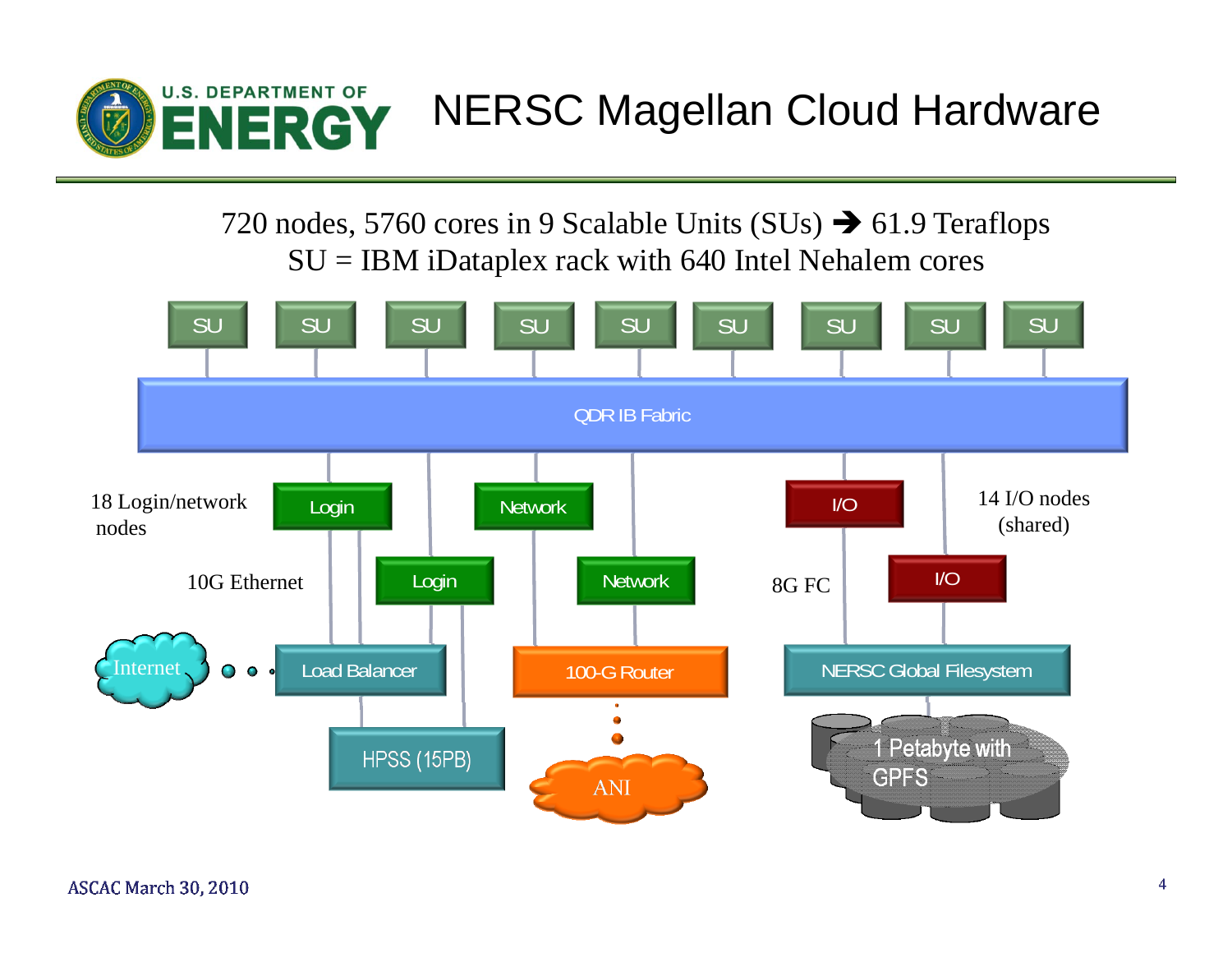# NERSC Magellan Cloud Hardware

720 nodes, 5760 cores in 9 Scalable Units (SUs) ➔ 61.9 Teraflops
SU = IBM iDataplex rack with 640 Intel Nehalem cores

SU SU SU SU SU SU SU SU SU

QDR IB Fabric

18 Login/network nodes

Login | Login | Network | Network

10G Ethernet

Internet — Load Balancer

HPSS (15PB)

100-G Router

ANI

14 I/O nodes (shared)

I/O | I/O

8G FC

NERSC Global Filesystem

1 Petabyte with GPFS

ASCAC March 30, 2010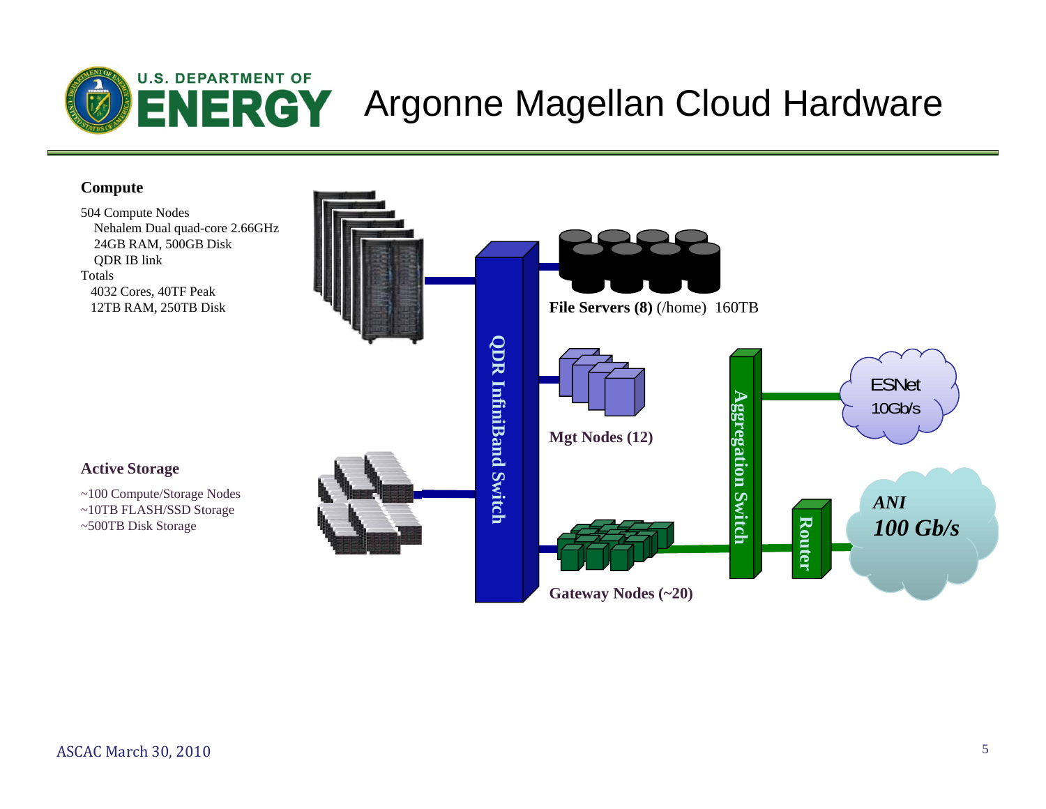# Argonne Magellan Cloud Hardware

**Compute**

504 Compute Nodes
- Nehalem Dual quad-core 2.66GHz
- 24GB RAM, 500GB Disk
- QDR IB link

Totals
- 4032 Cores, 40TF Peak
- 12TB RAM, 250TB Disk

**Active Storage**

~100 Compute/Storage Nodes
~10TB FLASH/SSD Storage
~500TB Disk Storage

QDR InfiniBand Switch

**File Servers (8)** (/home) 160TB

**Mgt Nodes (12)**

**Gateway Nodes (~20)**

Aggregation Switch

Router

ESNet 10Gb/s

*ANI* ***100 Gb/s***

ASCAC March 30, 2010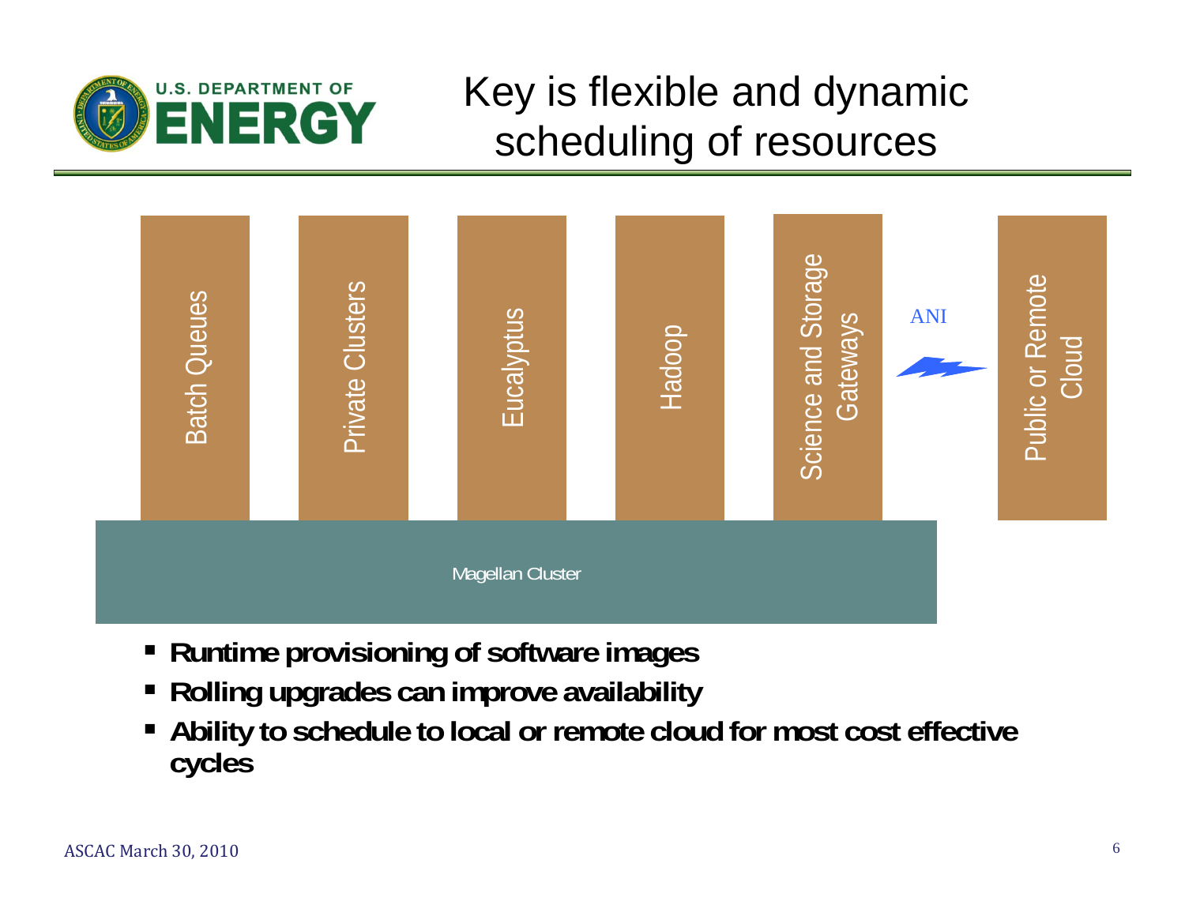# Key is flexible and dynamic scheduling of resources

Batch Queues | Private Clusters | Eucalyptus | Hadoop | Science and Storage Gateways | ANI | Public or Remote Cloud

Magellan Cluster

- **Runtime provisioning of software images**
- **Rolling upgrades can improve availability**
- **Ability to schedule to local or remote cloud for most cost effective cycles**

ASCAC March 30, 2010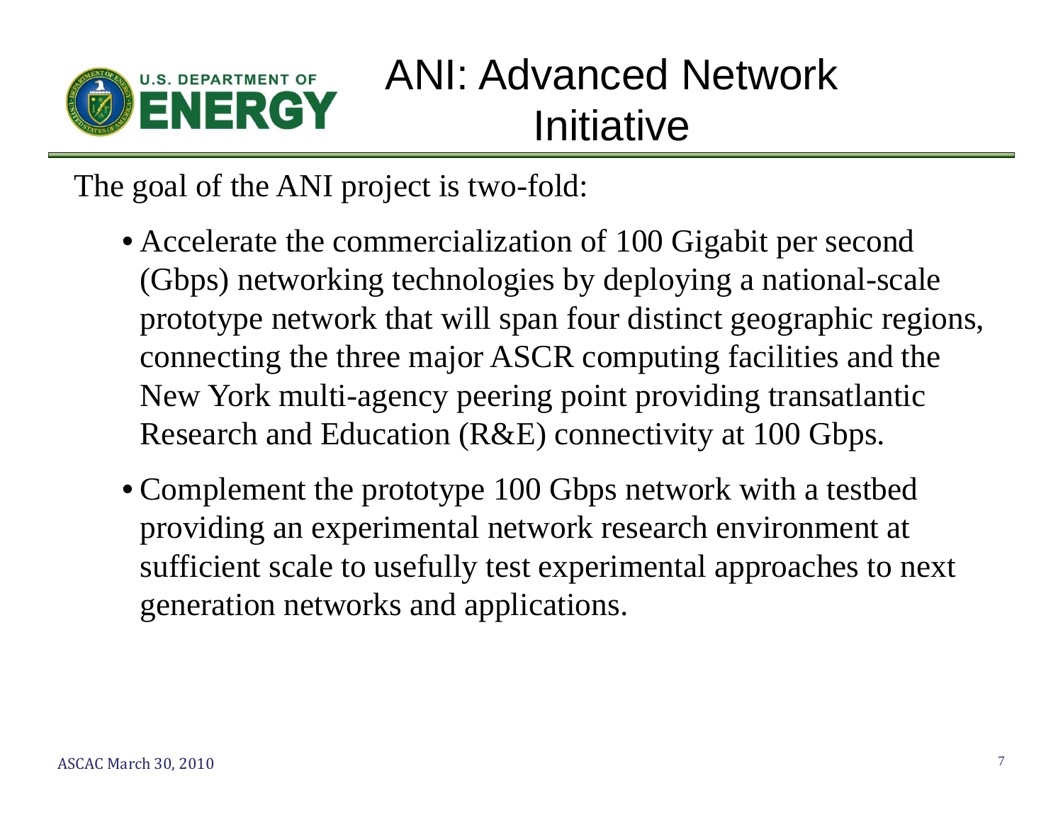# ANI: Advanced Network Initiative

The goal of the ANI project is two-fold:

- Accelerate the commercialization of 100 Gigabit per second (Gbps) networking technologies by deploying a national-scale prototype network that will span four distinct geographic regions, connecting the three major ASCR computing facilities and the New York multi-agency peering point providing transatlantic Research and Education (R&E) connectivity at 100 Gbps.
- Complement the prototype 100 Gbps network with a testbed providing an experimental network research environment at sufficient scale to usefully test experimental approaches to next generation networks and applications.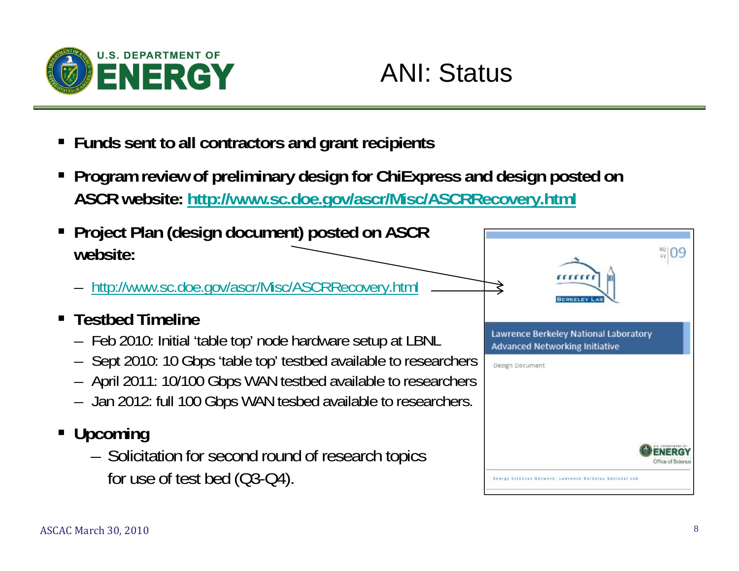# ANI: Status

- **Funds sent to all contractors and grant recipients**
- **Program review of preliminary design for ChiExpress and design posted on ASCR website: [http://www.sc.doe.gov/ascr/Misc/ASCRRecovery.html](http://www.sc.doe.gov/ascr/Misc/ASCRRecovery.html)**
- **Project Plan (design document) posted on ASCR website:**
  - [http://www.sc.doe.gov/ascr/Misc/ASCRRecovery.html](http://www.sc.doe.gov/ascr/Misc/ASCRRecovery.html)
- **Testbed Timeline**
  - Feb 2010: Initial 'table top' node hardware setup at LBNL
  - Sept 2010: 10 Gbps 'table top' testbed available to researchers
  - April 2011: 10/100 Gbps WAN testbed available to researchers
  - Jan 2012: full 100 Gbps WAN tesbed available to researchers.
- **Upcoming**
  - Solicitation for second round of research topics for use of test bed (Q3-Q4).

4Q FY 09

BERKELEY LAB

Lawrence Berkeley National Laboratory
Advanced Networking Initiative

Design Document

U.S. DEPARTMENT OF ENERGY Office of Science

Energy Sciences Network, Lawrence Berkeley National Lab

ASCAC March 30, 2010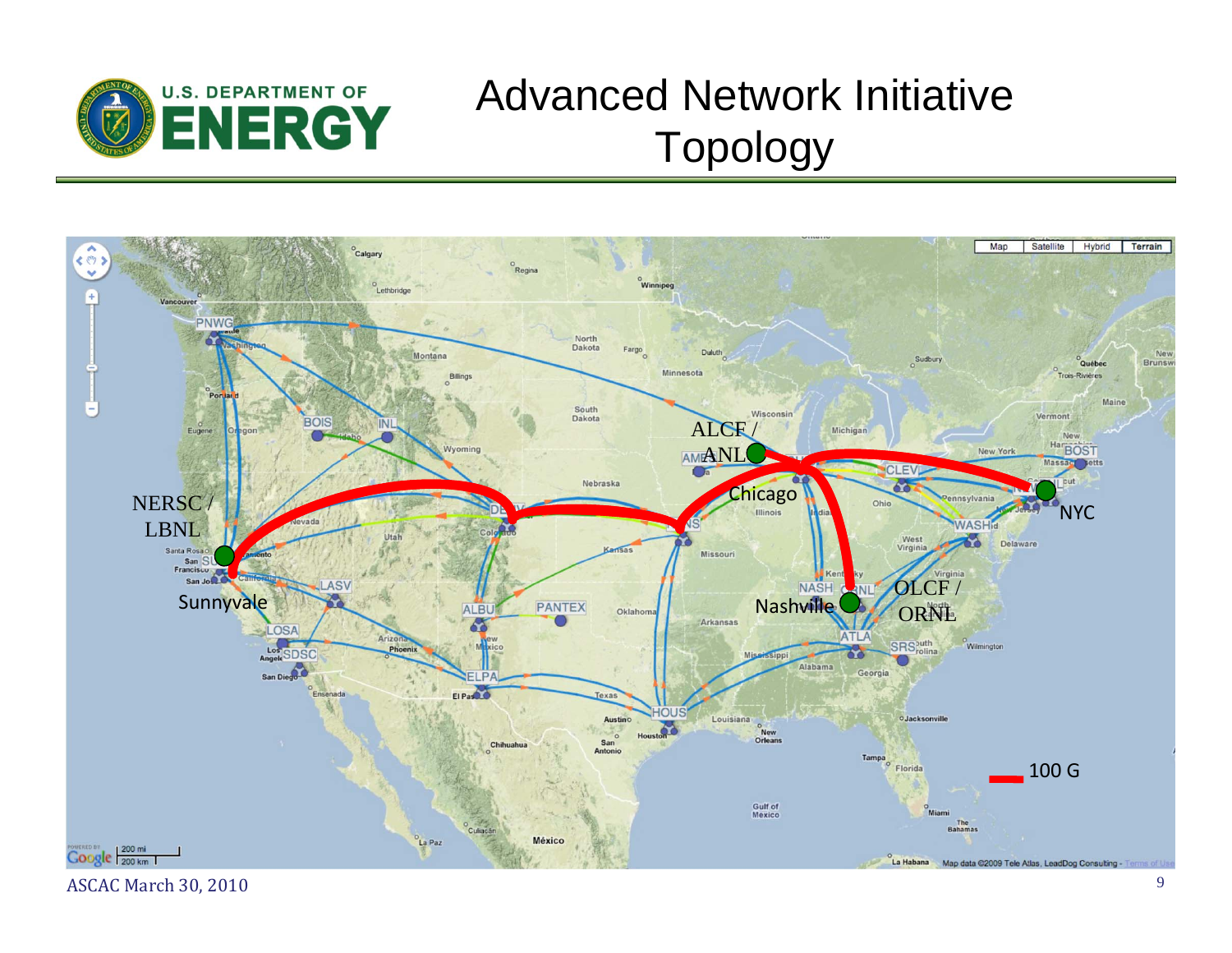# Advanced Network Initiative Topology

NERSC / LBNL

Sunnyvale

ALCF / ANL

Chicago

NYC

Nashville

OLCF / ORNL

100 G

ASCAC March 30, 2010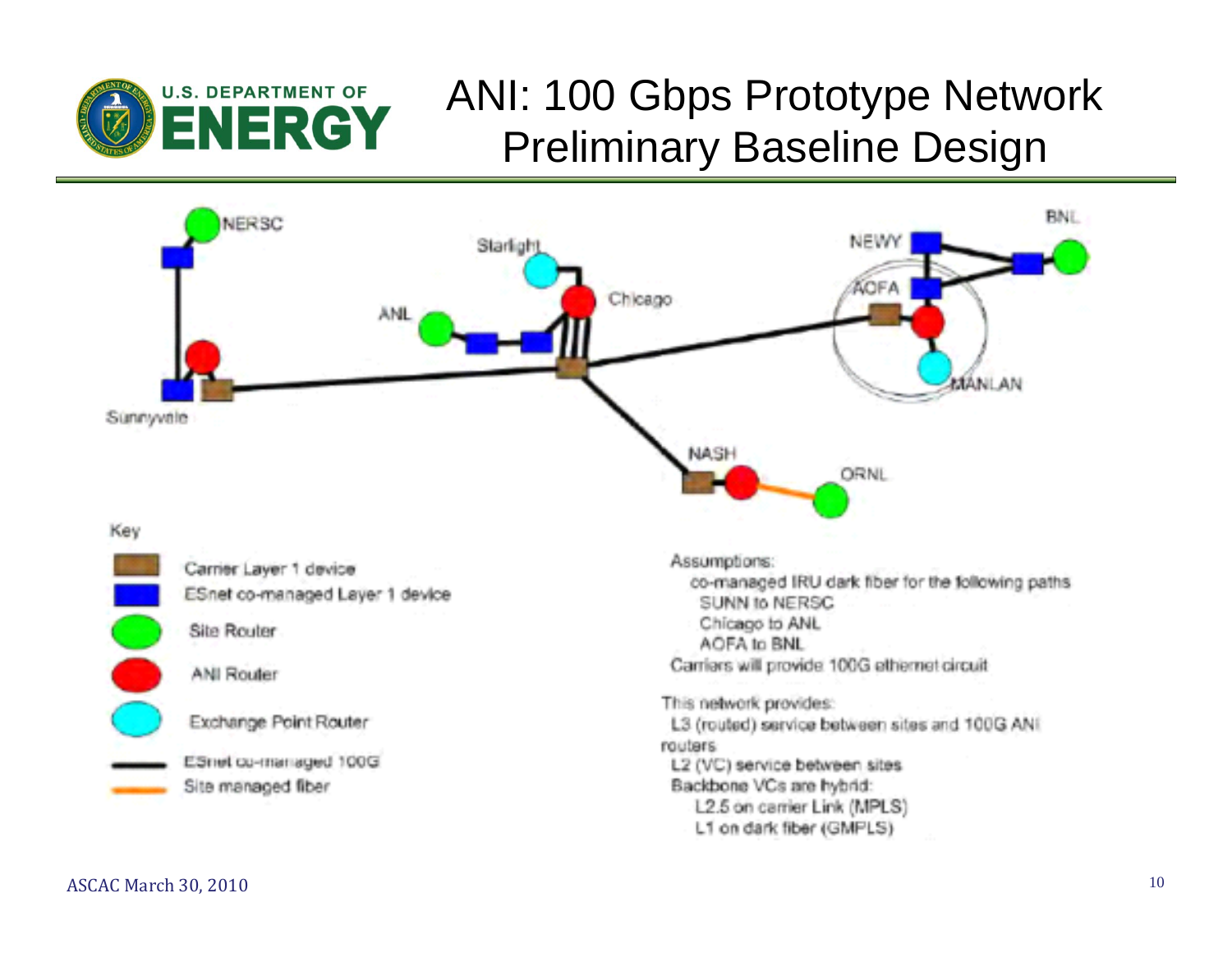# ANI: 100 Gbps Prototype Network Preliminary Baseline Design

NERSC, Starlight, Chicago, ANL, NEWY, AOFA, BNL, MANLAN, Sunnyvale, NASH, ORNL

Key

- Carrier Layer 1 device
- ESnet co-managed Layer 1 device
- Site Router
- ANI Router
- Exchange Point Router
- ESnet co-managed 100G
- Site managed fiber

Assumptions:

co-managed IRU dark fiber for the following paths

- SUNN to NERSC
- Chicago to ANL
- AOFA to BNL

Carriers will provide 100G ethernet circuit

This network provides:

- L3 (routed) service between sites and 100G ANI routers
- L2 (VC) service between sites
- Backbone VCs are hybrid:
  - L2.5 on carrier Link (MPLS)
  - L1 on dark fiber (GMPLS)

ASCAC March 30, 2010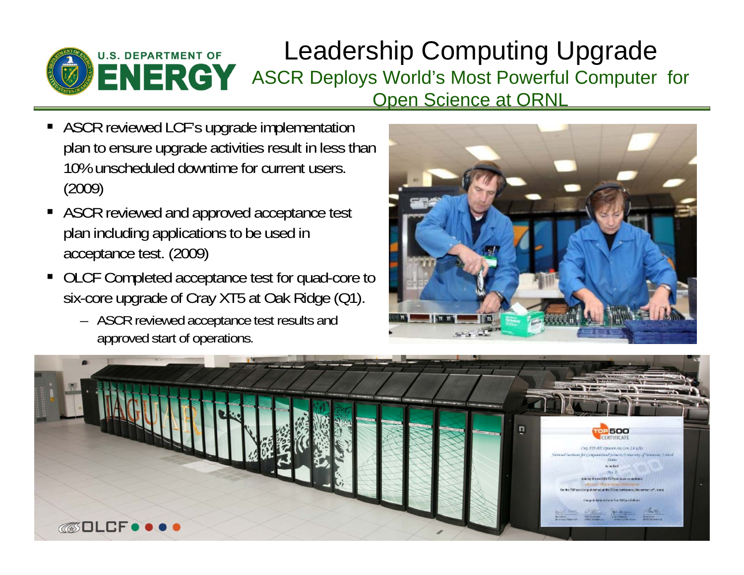# Leadership Computing Upgrade

## ASCR Deploys World's Most Powerful Computer for Open Science at ORNL

- ASCR reviewed LCF's upgrade implementation plan to ensure upgrade activities result in less than 10% unscheduled downtime for current users. (2009)
- ASCR reviewed and approved acceptance test plan including applications to be used in acceptance test. (2009)
- OLCF Completed acceptance test for quad-core to six-core upgrade of Cray XT5 at Oak Ridge (Q1).
  - ASCR reviewed acceptance test results and approved start of operations.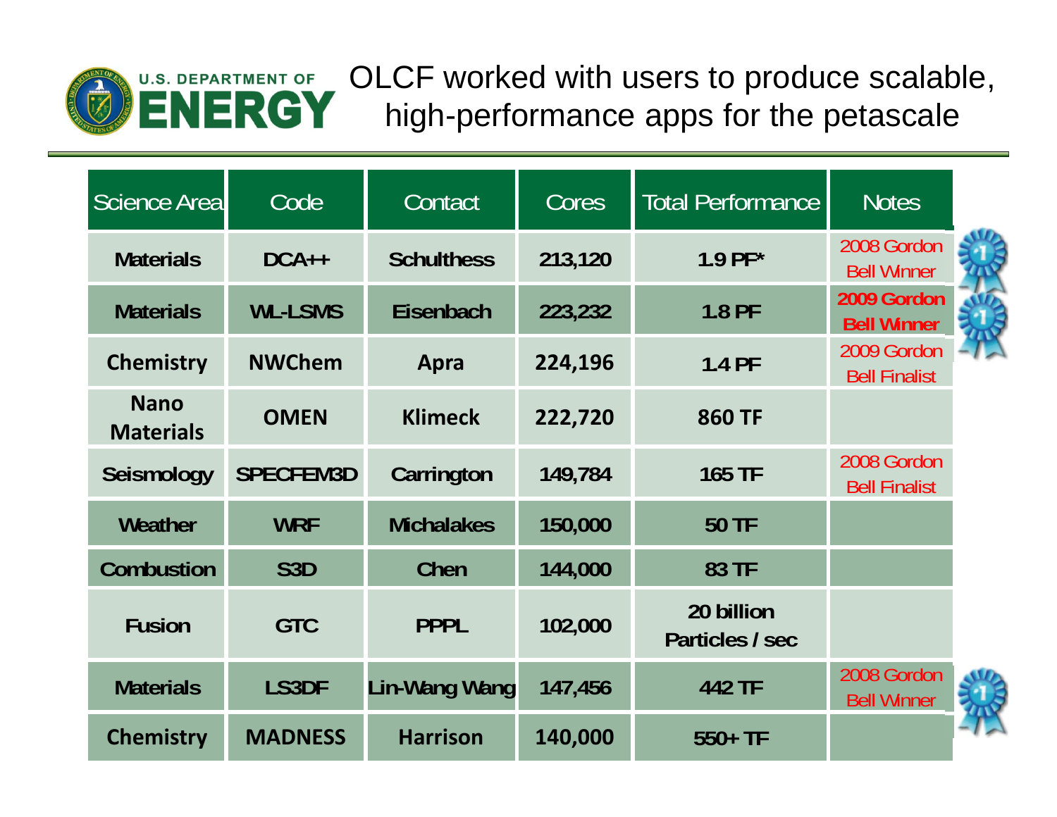# OLCF worked with users to produce scalable, high-performance apps for the petascale

| Science Area | Code | Contact | Cores | Total Performance | Notes |
|---|---|---|---|---|---|
| **Materials** | **DCA++** | **Schulthess** | **213,120** | **1.9 PF*** | 2008 Gordon Bell Winner |
| **Materials** | **WL-LSMS** | **Eisenbach** | **223,232** | **1.8 PF** | **2009 Gordon Bell Winner** |
| **Chemistry** | **NWChem** | **Apra** | **224,196** | **1.4 PF** | 2009 Gordon Bell Finalist |
| **Nano Materials** | **OMEN** | **Klimeck** | **222,720** | **860 TF** | |
| **Seismology** | **SPECFEM3D** | **Carrington** | **149,784** | **165 TF** | 2008 Gordon Bell Finalist |
| **Weather** | **WRF** | **Michalakes** | **150,000** | **50 TF** | |
| **Combustion** | **S3D** | **Chen** | **144,000** | **83 TF** | |
| **Fusion** | **GTC** | **PPPL** | **102,000** | **20 billion Particles / sec** | |
| **Materials** | **LS3DF** | **Lin-Wang Wang** | **147,456** | **442 TF** | 2008 Gordon Bell Winner |
| **Chemistry** | **MADNESS** | **Harrison** | **140,000** | **550+ TF** | |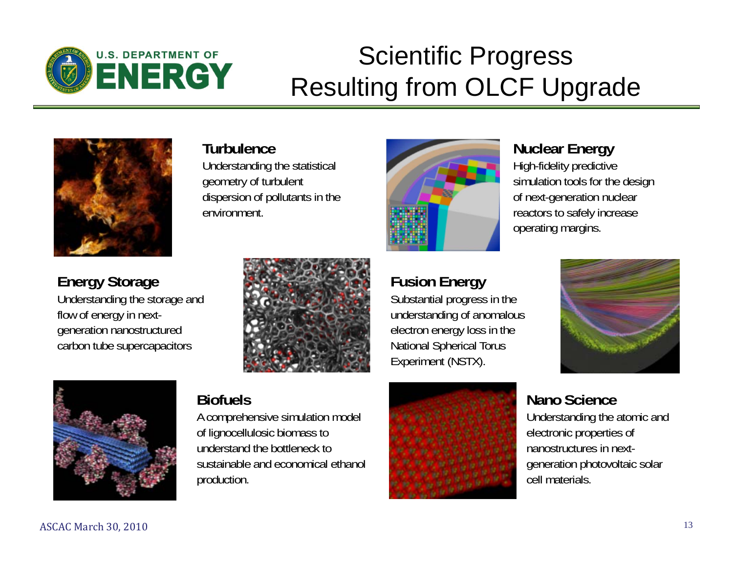# Scientific Progress Resulting from OLCF Upgrade

### Turbulence

Understanding the statistical geometry of turbulent dispersion of pollutants in the environment.

### Nuclear Energy

High-fidelity predictive simulation tools for the design of next-generation nuclear reactors to safely increase operating margins.

### Energy Storage

Understanding the storage and flow of energy in next-generation nanostructured carbon tube supercapacitors

### Fusion Energy

Substantial progress in the understanding of anomalous electron energy loss in the National Spherical Torus Experiment (NSTX).

### Biofuels

A comprehensive simulation model of lignocellulosic biomass to understand the bottleneck to sustainable and economical ethanol production.

### Nano Science

Understanding the atomic and electronic properties of nanostructures in next-generation photovoltaic solar cell materials.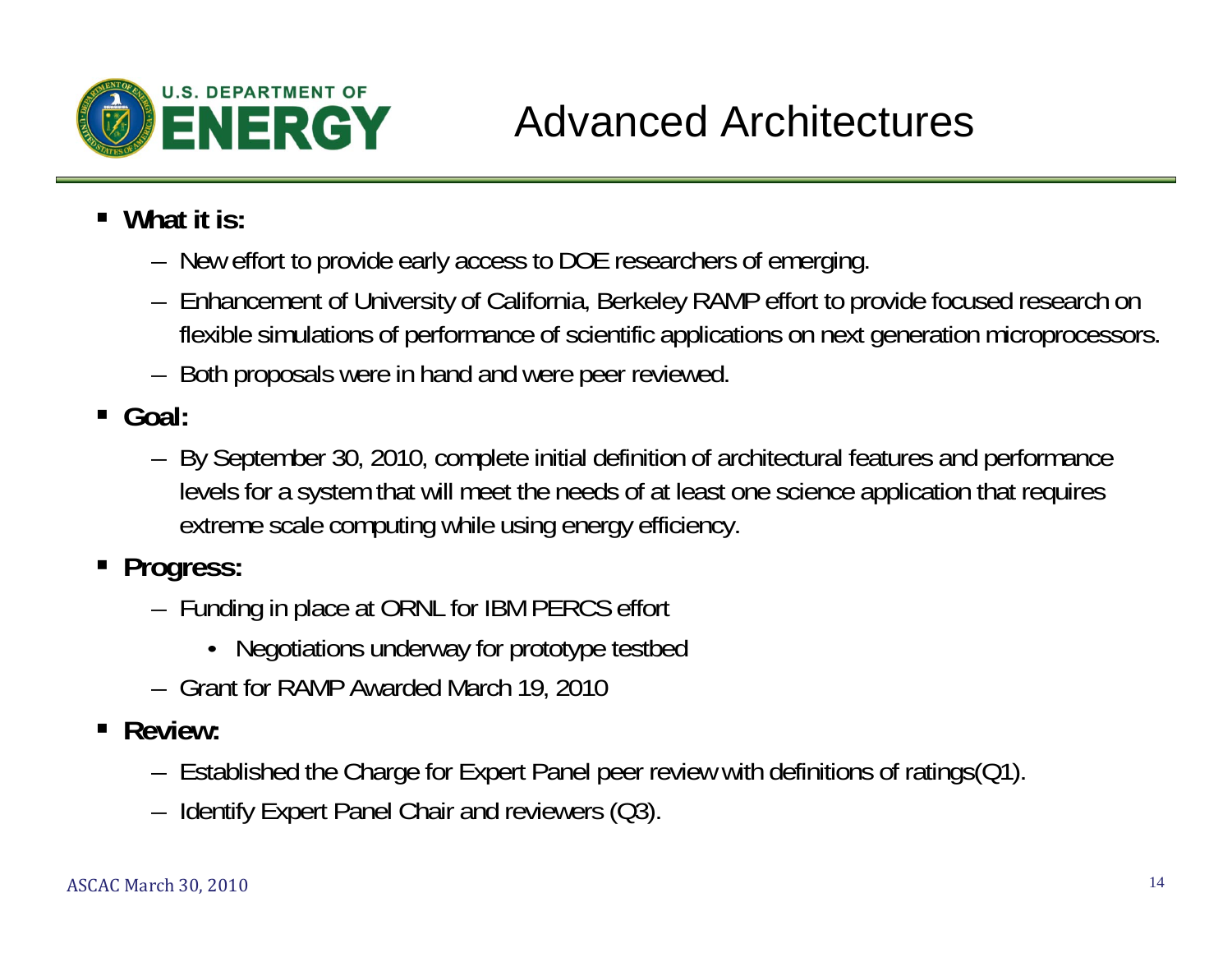# Advanced Architectures

- **What it is:**
  - New effort to provide early access to DOE researchers of emerging.
  - Enhancement of University of California, Berkeley RAMP effort to provide focused research on flexible simulations of performance of scientific applications on next generation microprocessors.
  - Both proposals were in hand and were peer reviewed.
- **Goal:**
  - By September 30, 2010, complete initial definition of architectural features and performance levels for a system that will meet the needs of at least one science application that requires extreme scale computing while using energy efficiency.
- **Progress:**
  - Funding in place at ORNL for IBM PERCS effort
    - Negotiations underway for prototype testbed
  - Grant for RAMP Awarded March 19, 2010
- **Review:**
  - Established the Charge for Expert Panel peer review with definitions of ratings(Q1).
  - Identify Expert Panel Chair and reviewers (Q3).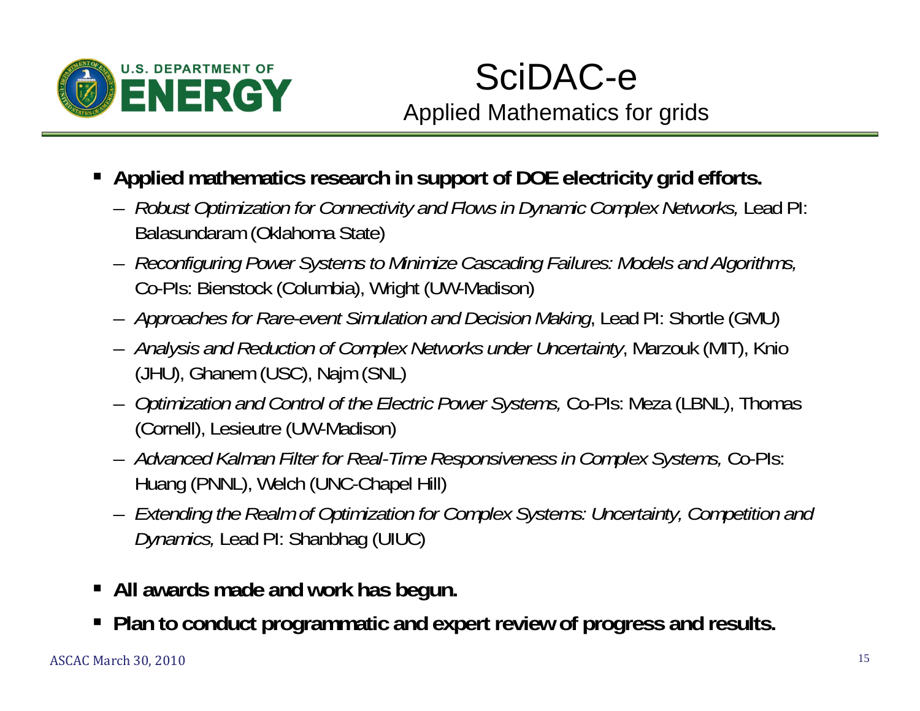# SciDAC-e

## Applied Mathematics for grids

- **Applied mathematics research in support of DOE electricity grid efforts.**
  - *Robust Optimization for Connectivity and Flows in Dynamic Complex Networks,* Lead PI: Balasundaram (Oklahoma State)
  - *Reconfiguring Power Systems to Minimize Cascading Failures: Models and Algorithms,* Co-PIs: Bienstock (Columbia), Wright (UW-Madison)
  - *Approaches for Rare-event Simulation and Decision Making*, Lead PI: Shortle (GMU)
  - *Analysis and Reduction of Complex Networks under Uncertainty*, Marzouk (MIT), Knio (JHU), Ghanem (USC), Najm (SNL)
  - *Optimization and Control of the Electric Power Systems,* Co-PIs: Meza (LBNL), Thomas (Cornell), Lesieutre (UW-Madison)
  - *Advanced Kalman Filter for Real-Time Responsiveness in Complex Systems,* Co-PIs: Huang (PNNL), Welch (UNC-Chapel Hill)
  - *Extending the Realm of Optimization for Complex Systems: Uncertainty, Competition and Dynamics,* Lead PI: Shanbhag (UIUC)
- **All awards made and work has begun.**
- **Plan to conduct programmatic and expert review of progress and results.**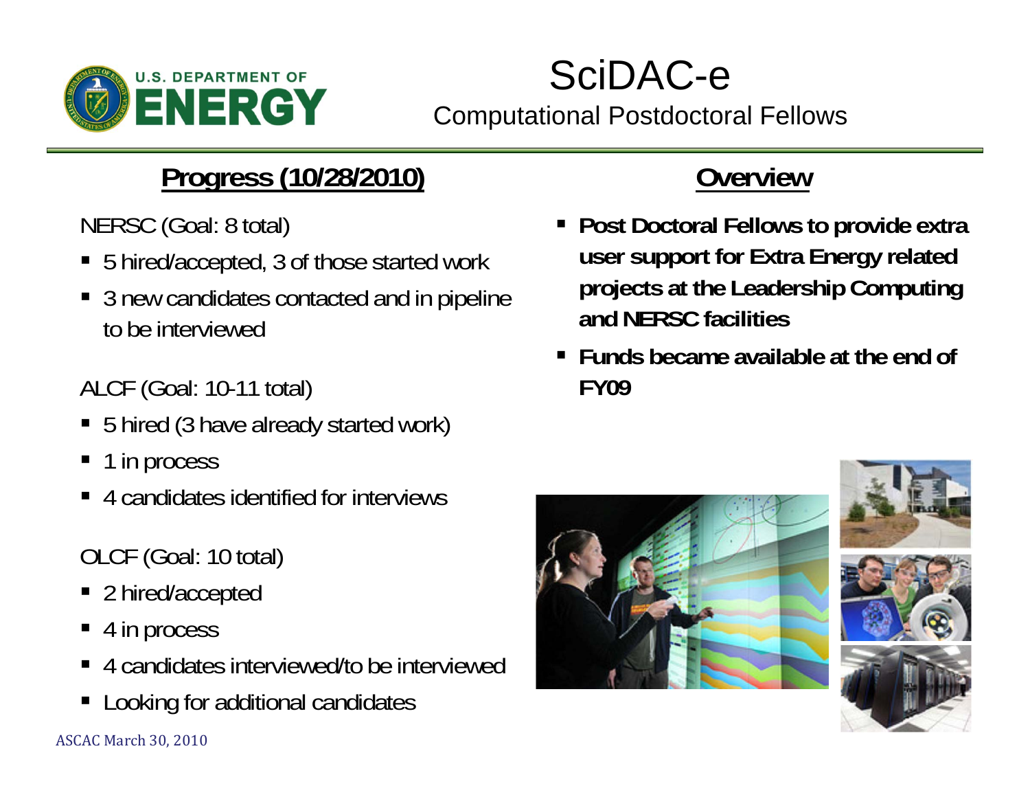# SciDAC-e

Computational Postdoctoral Fellows

## Progress (10/28/2010)

NERSC (Goal: 8 total)

- 5 hired/accepted, 3 of those started work
- 3 new candidates contacted and in pipeline to be interviewed

ALCF (Goal: 10-11 total)

- 5 hired (3 have already started work)
- 1 in process
- 4 candidates identified for interviews

OLCF (Goal: 10 total)

- 2 hired/accepted
- 4 in process
- 4 candidates interviewed/to be interviewed
- Looking for additional candidates

## Overview

- **Post Doctoral Fellows to provide extra user support for Extra Energy related projects at the Leadership Computing and NERSC facilities**
- **Funds became available at the end of FY09**

ASCAC March 30, 2010